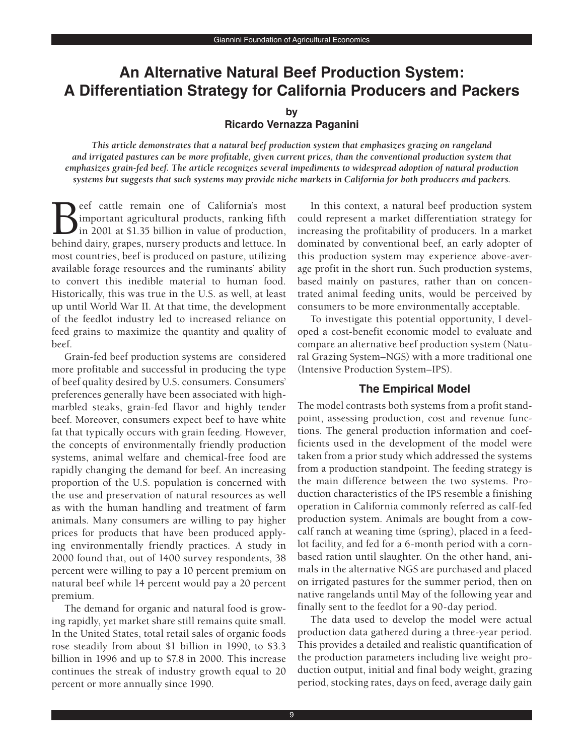# An Alternative Natural Beef Production System: A Differentiation Strategy for California Producers and Packers

**by**
**Ricardo Vernazza Paganini**

*This article demonstrates that a natural beef production system that emphasizes grazing on rangeland and irrigated pastures can be more profitable, given current prices, than the conventional production system that emphasizes grain-fed beef. The article recognizes several impediments to widespread adoption of natural production systems but suggests that such systems may provide niche markets in California for both producers and packers.*

Beef cattle remain one of California's most important agricultural products, ranking fifth in 2001 at $1.35 billion in value of production, behind dairy, grapes, nursery products and lettuce. In most countries, beef is produced on pasture, utilizing available forage resources and the ruminants' ability to convert this inedible material to human food. Historically, this was true in the U.S. as well, at least up until World War II. At that time, the development of the feedlot industry led to increased reliance on feed grains to maximize the quantity and quality of beef.

Grain-fed beef production systems are considered more profitable and successful in producing the type of beef quality desired by U.S. consumers. Consumers' preferences generally have been associated with high-marbled steaks, grain-fed flavor and highly tender beef. Moreover, consumers expect beef to have white fat that typically occurs with grain feeding. However, the concepts of environmentally friendly production systems, animal welfare and chemical-free food are rapidly changing the demand for beef. An increasing proportion of the U.S. population is concerned with the use and preservation of natural resources as well as with the human handling and treatment of farm animals. Many consumers are willing to pay higher prices for products that have been produced applying environmentally friendly practices. A study in 2000 found that, out of 1400 survey respondents, 38 percent were willing to pay a 10 percent premium on natural beef while 14 percent would pay a 20 percent premium.

The demand for organic and natural food is growing rapidly, yet market share still remains quite small. In the United States, total retail sales of organic foods rose steadily from about $1 billion in 1990, to $3.3 billion in 1996 and up to $7.8 in 2000. This increase continues the streak of industry growth equal to 20 percent or more annually since 1990.

In this context, a natural beef production system could represent a market differentiation strategy for increasing the profitability of producers. In a market dominated by conventional beef, an early adopter of this production system may experience above-average profit in the short run. Such production systems, based mainly on pastures, rather than on concentrated animal feeding units, would be perceived by consumers to be more environmentally acceptable.

To investigate this potential opportunity, I developed a cost-benefit economic model to evaluate and compare an alternative beef production system (Natural Grazing System–NGS) with a more traditional one (Intensive Production System–IPS).

## The Empirical Model

The model contrasts both systems from a profit standpoint, assessing production, cost and revenue functions. The general production information and coefficients used in the development of the model were taken from a prior study which addressed the systems from a production standpoint. The feeding strategy is the main difference between the two systems. Production characteristics of the IPS resemble a finishing operation in California commonly referred as calf-fed production system. Animals are bought from a cow-calf ranch at weaning time (spring), placed in a feedlot facility, and fed for a 6-month period with a corn-based ration until slaughter. On the other hand, animals in the alternative NGS are purchased and placed on irrigated pastures for the summer period, then on native rangelands until May of the following year and finally sent to the feedlot for a 90-day period.

The data used to develop the model were actual production data gathered during a three-year period. This provides a detailed and realistic quantification of the production parameters including live weight production output, initial and final body weight, grazing period, stocking rates, days on feed, average daily gain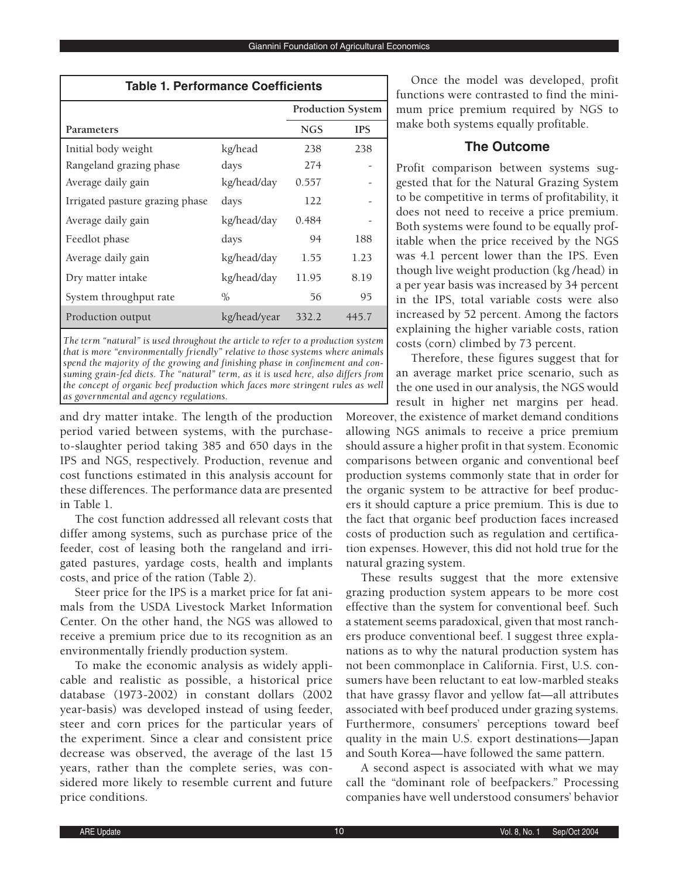**Table 1. Performance Coefficients**

| Parameters | | Production System | |
|---|---|---|---|
| | | NGS | IPS |
| Initial body weight | kg/head | 238 | 238 |
| Rangeland grazing phase | days | 274 | - |
| Average daily gain | kg/head/day | 0.557 | - |
| Irrigated pasture grazing phase | days | 122 | - |
| Average daily gain | kg/head/day | 0.484 | - |
| Feedlot phase | days | 94 | 188 |
| Average daily gain | kg/head/day | 1.55 | 1.23 |
| Dry matter intake | kg/head/day | 11.95 | 8.19 |
| System throughput rate | % | 56 | 95 |
| Production output | kg/head/year | 332.2 | 445.7 |

*The term "natural" is used throughout the article to refer to a production system that is more "environmentally friendly" relative to those systems where animals spend the majority of the growing and finishing phase in confinement and consuming grain-fed diets. The "natural" term, as it is used here, also differs from the concept of organic beef production which faces more stringent rules as well as governmental and agency regulations.*

and dry matter intake. The length of the production period varied between systems, with the purchase-to-slaughter period taking 385 and 650 days in the IPS and NGS, respectively. Production, revenue and cost functions estimated in this analysis account for these differences. The performance data are presented in Table 1.

The cost function addressed all relevant costs that differ among systems, such as purchase price of the feeder, cost of leasing both the rangeland and irrigated pastures, yardage costs, health and implants costs, and price of the ration (Table 2).

Steer price for the IPS is a market price for fat animals from the USDA Livestock Market Information Center. On the other hand, the NGS was allowed to receive a premium price due to its recognition as an environmentally friendly production system.

To make the economic analysis as widely applicable and realistic as possible, a historical price database (1973-2002) in constant dollars (2002 year-basis) was developed instead of using feeder, steer and corn prices for the particular years of the experiment. Since a clear and consistent price decrease was observed, the average of the last 15 years, rather than the complete series, was considered more likely to resemble current and future price conditions.

Once the model was developed, profit functions were contrasted to find the minimum price premium required by NGS to make both systems equally profitable.

## The Outcome

Profit comparison between systems suggested that for the Natural Grazing System to be competitive in terms of profitability, it does not need to receive a price premium. Both systems were found to be equally profitable when the price received by the NGS was 4.1 percent lower than the IPS. Even though live weight production (kg /head) in a per year basis was increased by 34 percent in the IPS, total variable costs were also increased by 52 percent. Among the factors explaining the higher variable costs, ration costs (corn) climbed by 73 percent.

Therefore, these figures suggest that for an average market price scenario, such as the one used in our analysis, the NGS would result in higher net margins per head. Moreover, the existence of market demand conditions allowing NGS animals to receive a price premium should assure a higher profit in that system. Economic comparisons between organic and conventional beef production systems commonly state that in order for the organic system to be attractive for beef producers it should capture a price premium. This is due to the fact that organic beef production faces increased costs of production such as regulation and certification expenses. However, this did not hold true for the natural grazing system.

These results suggest that the more extensive grazing production system appears to be more cost effective than the system for conventional beef. Such a statement seems paradoxical, given that most ranchers produce conventional beef. I suggest three explanations as to why the natural production system has not been commonplace in California. First, U.S. consumers have been reluctant to eat low-marbled steaks that have grassy flavor and yellow fat—all attributes associated with beef produced under grazing systems. Furthermore, consumers' perceptions toward beef quality in the main U.S. export destinations—Japan and South Korea—have followed the same pattern.

A second aspect is associated with what we may call the "dominant role of beefpackers." Processing companies have well understood consumers' behavior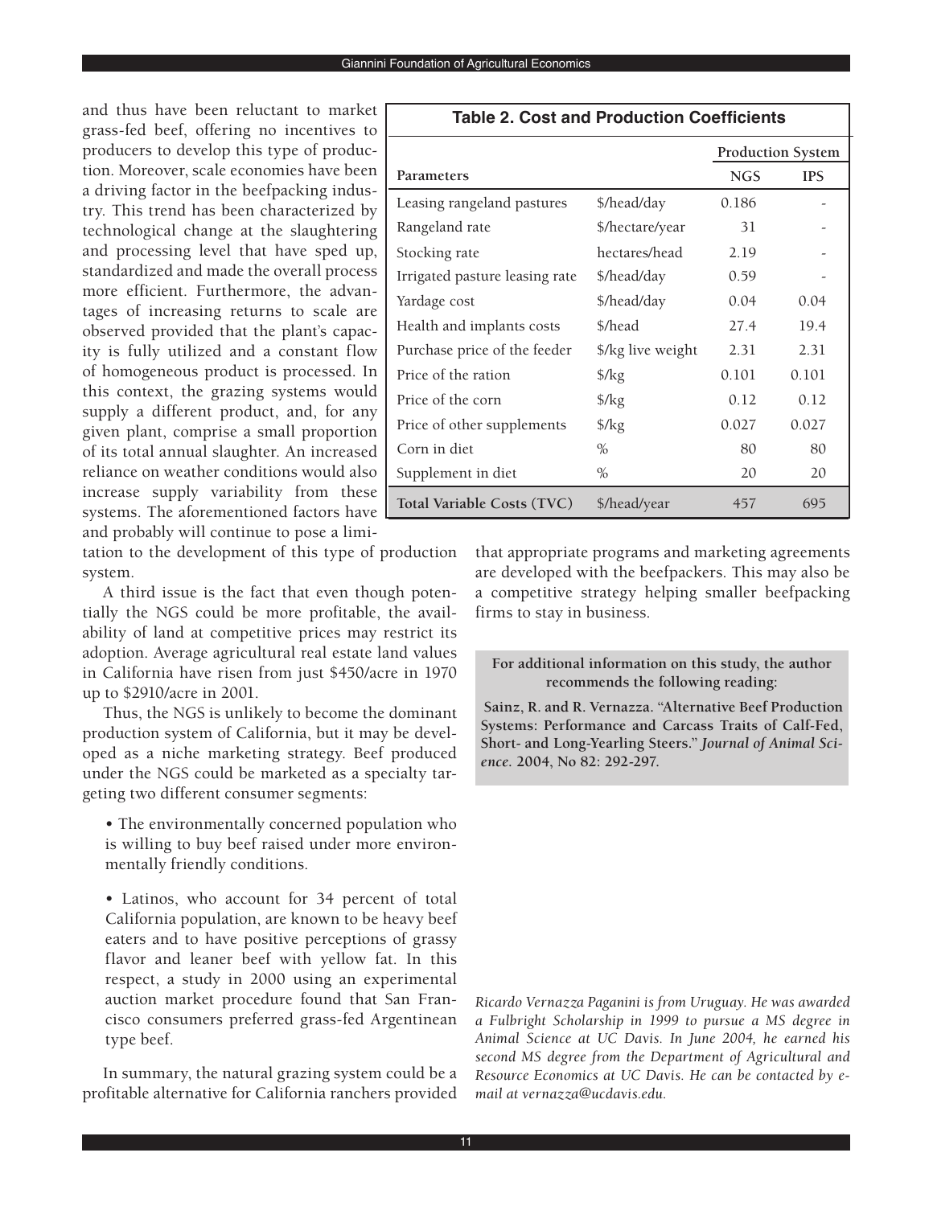and thus have been reluctant to market grass-fed beef, offering no incentives to producers to develop this type of production. Moreover, scale economies have been a driving factor in the beefpacking industry. This trend has been characterized by technological change at the slaughtering and processing level that have sped up, standardized and made the overall process more efficient. Furthermore, the advantages of increasing returns to scale are observed provided that the plant's capacity is fully utilized and a constant flow of homogeneous product is processed. In this context, the grazing systems would supply a different product, and, for any given plant, comprise a small proportion of its total annual slaughter. An increased reliance on weather conditions would also increase supply variability from these systems. The aforementioned factors have and probably will continue to pose a limitation to the development of this type of production system.

**Table 2. Cost and Production Coefficients**

| | | Production System | |
|---|---|---|---|
| **Parameters** | | **NGS** | **IPS** |
| Leasing rangeland pastures | $/head/day | 0.186 | - |
| Rangeland rate | $/hectare/year | 31 | - |
| Stocking rate | hectares/head | 2.19 | - |
| Irrigated pasture leasing rate | $/head/day | 0.59 | - |
| Yardage cost | $/head/day | 0.04 | 0.04 |
| Health and implants costs | $/head | 27.4 | 19.4 |
| Purchase price of the feeder | $/kg live weight | 2.31 | 2.31 |
| Price of the ration | $/kg | 0.101 | 0.101 |
| Price of the corn | $/kg | 0.12 | 0.12 |
| Price of other supplements | $/kg | 0.027 | 0.027 |
| Corn in diet | % | 80 | 80 |
| Supplement in diet | % | 20 | 20 |
| **Total Variable Costs (TVC)** | $/head/year | 457 | 695 |

A third issue is the fact that even though potentially the NGS could be more profitable, the availability of land at competitive prices may restrict its adoption. Average agricultural real estate land values in California have risen from just $450/acre in 1970 up to $2910/acre in 2001.

Thus, the NGS is unlikely to become the dominant production system of California, but it may be developed as a niche marketing strategy. Beef produced under the NGS could be marketed as a specialty targeting two different consumer segments:

- The environmentally concerned population who is willing to buy beef raised under more environmentally friendly conditions.

- Latinos, who account for 34 percent of total California population, are known to be heavy beef eaters and to have positive perceptions of grassy flavor and leaner beef with yellow fat. In this respect, a study in 2000 using an experimental auction market procedure found that San Francisco consumers preferred grass-fed Argentinean type beef.

In summary, the natural grazing system could be a profitable alternative for California ranchers provided that appropriate programs and marketing agreements are developed with the beefpackers. This may also be a competitive strategy helping smaller beefpacking firms to stay in business.

**For additional information on this study, the author recommends the following reading:**

**Sainz, R. and R. Vernazza. "Alternative Beef Production Systems: Performance and Carcass Traits of Calf-Fed, Short- and Long-Yearling Steers."** ***Journal of Animal Science.*** **2004, No 82: 292-297.**

*Ricardo Vernazza Paganini is from Uruguay. He was awarded a Fulbright Scholarship in 1999 to pursue a MS degree in Animal Science at UC Davis. In June 2004, he earned his second MS degree from the Department of Agricultural and Resource Economics at UC Davis. He can be contacted by e-mail at vernazza@ucdavis.edu.*